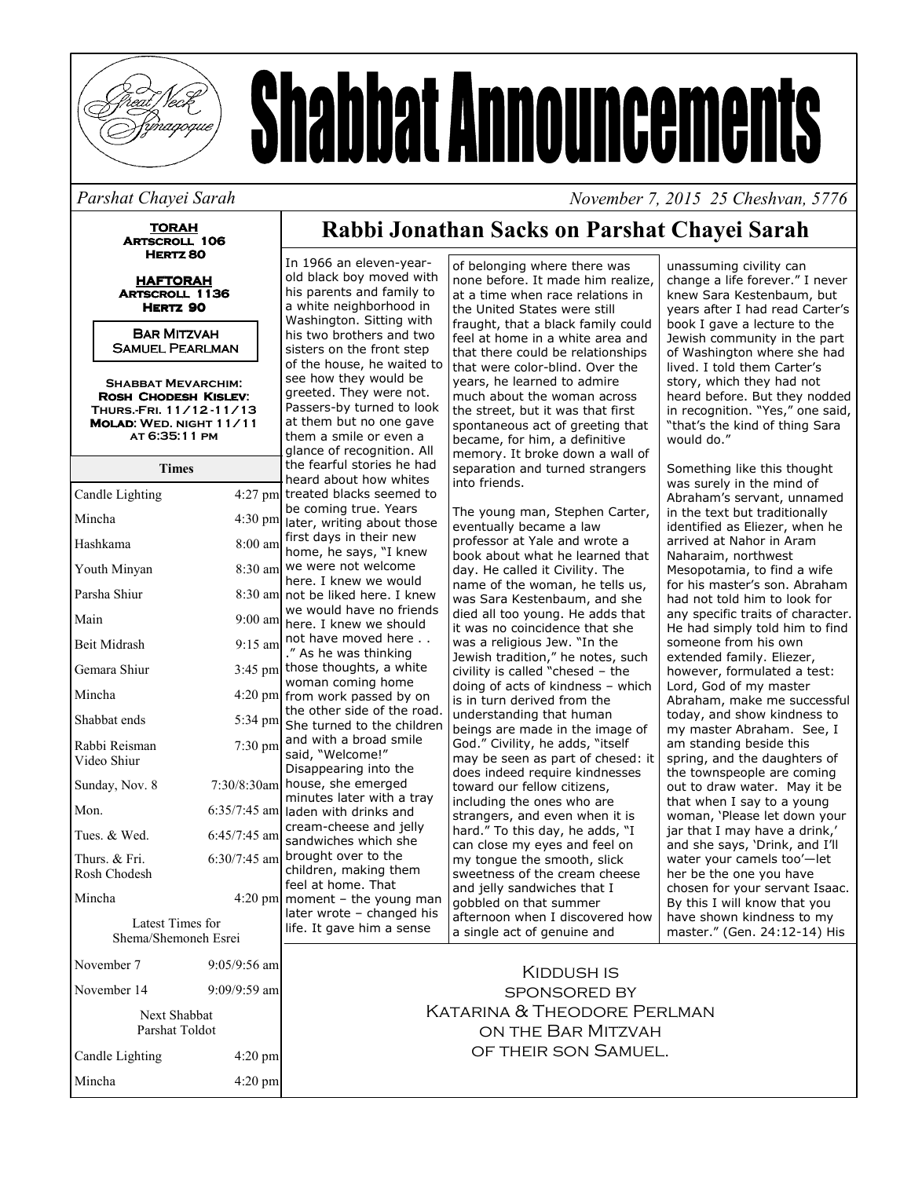# Shabbat Announcements

*Parshat Chayei Sarah* *November 7, 2015 25 Cheshvan, 5776*

**TORAH**
**Artscroll 106**
**Hertz 80**

**HAFTORAH**
**Artscroll 1136**
**Hertz 90**

Bar Mitzvah
Samuel Pearlman

**Shabbat Mevarchim:**
**Rosh Chodesh Kislev:**
**Thurs.-Fri. 11/12-11/13**
**Molad: Wed. night 11/11 at 6:35:11 pm**

| Times | |
|---|---|
| Candle Lighting | 4:27 pm |
| Mincha | 4:30 pm |
| Hashkama | 8:00 am |
| Youth Minyan | 8:30 am |
| Parsha Shiur | 8:30 am |
| Main | 9:00 am |
| Beit Midrash | 9:15 am |
| Gemara Shiur | 3:45 pm |
| Mincha | 4:20 pm |
| Shabbat ends | 5:34 pm |
| Rabbi Reisman Video Shiur | 7:30 pm |
| Sunday, Nov. 8 | 7:30/8:30am |
| Mon. | 6:35/7:45 am |
| Tues. & Wed. | 6:45/7:45 am |
| Thurs. & Fri. Rosh Chodesh | 6:30/7:45 am |
| Mincha | 4:20 pm |
| Latest Times for Shema/Shemoneh Esrei | |
| November 7 | 9:05/9:56 am |
| November 14 | 9:09/9:59 am |
| Next Shabbat Parshat Toldot | |
| Candle Lighting | 4:20 pm |
| Mincha | 4:20 pm |

## Rabbi Jonathan Sacks on Parshat Chayei Sarah

In 1966 an eleven-year-old black boy moved with his parents and family to a white neighborhood in Washington. Sitting with his two brothers and two sisters on the front step of the house, he waited to see how they would be greeted. They were not. Passers-by turned to look at them but no one gave them a smile or even a glance of recognition. All the fearful stories he had heard about how whites treated blacks seemed to be coming true. Years later, writing about those first days in their new home, he says, "I knew we were not welcome here. I knew we would not be liked here. I knew we would have no friends here. I knew we should not have moved here . . ." As he was thinking those thoughts, a white woman coming home from work passed by on the other side of the road. She turned to the children and with a broad smile said, "Welcome!" Disappearing into the house, she emerged minutes later with a tray laden with drinks and cream-cheese and jelly sandwiches which she brought over to the children, making them feel at home. That moment – the young man later wrote – changed his life. It gave him a sense of belonging where there was none before. It made him realize, at a time when race relations in the United States were still fraught, that a black family could feel at home in a white area and that there could be relationships that were color-blind. Over the years, he learned to admire much about the woman across the street, but it was that first spontaneous act of greeting that became, for him, a definitive memory. It broke down a wall of separation and turned strangers into friends.

The young man, Stephen Carter, eventually became a law professor at Yale and wrote a book about what he learned that day. He called it Civility. The name of the woman, he tells us, was Sara Kestenbaum, and she died all too young. He adds that it was no coincidence that she was a religious Jew. "In the Jewish tradition," he notes, such civility is called "chesed – the doing of acts of kindness – which is in turn derived from the understanding that human beings are made in the image of God." Civility, he adds, "itself may be seen as part of chesed: it does indeed require kindnesses toward our fellow citizens, including the ones who are strangers, and even when it is hard." To this day, he adds, "I can close my eyes and feel on my tongue the smooth, slick sweetness of the cream cheese and jelly sandwiches that I gobbled on that summer afternoon when I discovered how a single act of genuine and unassuming civility can change a life forever." I never knew Sara Kestenbaum, but years after I had read Carter's book I gave a lecture to the Jewish community in the part of Washington where she had lived. I told them Carter's story, which they had not heard before. But they nodded in recognition. "Yes," one said, "that's the kind of thing Sara would do."

Something like this thought was surely in the mind of Abraham's servant, unnamed in the text but traditionally identified as Eliezer, when he arrived at Nahor in Aram Naharaim, northwest Mesopotamia, to find a wife for his master's son. Abraham had not told him to look for any specific traits of character. He had simply told him to find someone from his own extended family. Eliezer, however, formulated a test: Lord, God of my master Abraham, make me successful today, and show kindness to my master Abraham. See, I am standing beside this spring, and the daughters of the townspeople are coming out to draw water. May it be that when I say to a young woman, 'Please let down your jar that I may have a drink,' and she says, 'Drink, and I'll water your camels too'—let her be the one you have chosen for your servant Isaac. By this I will know that you have shown kindness to my master." (Gen. 24:12-14) His

Kiddush is sponsored by Katarina & Theodore Perlman on the Bar Mitzvah of their son Samuel.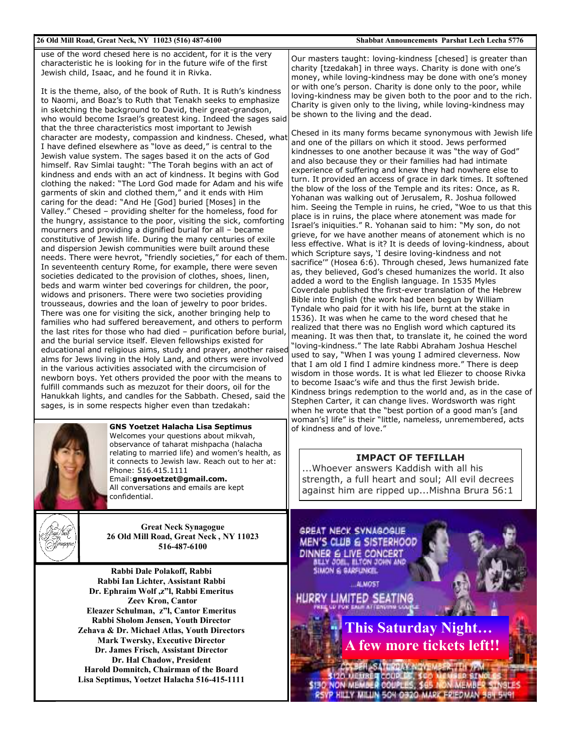use of the word chesed here is no accident, for it is the very characteristic he is looking for in the future wife of the first Jewish child, Isaac, and he found it in Rivka.

It is the theme, also, of the book of Ruth. It is Ruth's kindness to Naomi, and Boaz's to Ruth that Tenakh seeks to emphasize in sketching the background to David, their great-grandson, who would become Israel's greatest king. Indeed the sages said that the three characteristics most important to Jewish character are modesty, compassion and kindness. Chesed, what I have defined elsewhere as "love as deed," is central to the Jewish value system. The sages based it on the acts of God himself. Rav Simlai taught: "The Torah begins with an act of kindness and ends with an act of kindness. It begins with God clothing the naked: "The Lord God made for Adam and his wife garments of skin and clothed them," and it ends with Him caring for the dead: "And He [God] buried [Moses] in the Valley." Chesed – providing shelter for the homeless, food for the hungry, assistance to the poor, visiting the sick, comforting mourners and providing a dignified burial for all – became constitutive of Jewish life. During the many centuries of exile and dispersion Jewish communities were built around these needs. There were hevrot, "friendly societies," for each of them. In seventeenth century Rome, for example, there were seven societies dedicated to the provision of clothes, shoes, linen, beds and warm winter bed coverings for children, the poor, widows and prisoners. There were two societies providing trousseaus, dowries and the loan of jewelry to poor brides. There was one for visiting the sick, another bringing help to families who had suffered bereavement, and others to perform the last rites for those who had died – purification before burial, and the burial service itself. Eleven fellowships existed for educational and religious aims, study and prayer, another raised alms for Jews living in the Holy Land, and others were involved in the various activities associated with the circumcision of newborn boys. Yet others provided the poor with the means to fulfill commands such as mezuzot for their doors, oil for the Hanukkah lights, and candles for the Sabbath. Chesed, said the sages, is in some respects higher even than tzedakah:

Our masters taught: loving-kindness [chesed] is greater than charity [tzedakah] in three ways. Charity is done with one's money, while loving-kindness may be done with one's money or with one's person. Charity is done only to the poor, while loving-kindness may be given both to the poor and to the rich. Charity is given only to the living, while loving-kindness may be shown to the living and the dead.

Chesed in its many forms became synonymous with Jewish life and one of the pillars on which it stood. Jews performed kindnesses to one another because it was "the way of God" and also because they or their families had had intimate experience of suffering and knew they had nowhere else to turn. It provided an access of grace in dark times. It softened the blow of the loss of the Temple and its rites: Once, as R. Yohanan was walking out of Jerusalem, R. Joshua followed him. Seeing the Temple in ruins, he cried, "Woe to us that this place is in ruins, the place where atonement was made for Israel's iniquities." R. Yohanan said to him: "My son, do not grieve, for we have another means of atonement which is no less effective. What is it? It is deeds of loving-kindness, about which Scripture says, 'I desire loving-kindness and not sacrifice'" (Hosea 6:6). Through chesed, Jews humanized fate as, they believed, God's chesed humanizes the world. It also added a word to the English language. In 1535 Myles Coverdale published the first-ever translation of the Hebrew Bible into English (the work had been begun by William Tyndale who paid for it with his life, burnt at the stake in 1536). It was when he came to the word chesed that he realized that there was no English word which captured its meaning. It was then that, to translate it, he coined the word "loving-kindness." The late Rabbi Abraham Joshua Heschel used to say, "When I was young I admired cleverness. Now that I am old I find I admire kindness more." There is deep wisdom in those words. It is what led Eliezer to choose Rivka to become Isaac's wife and thus the first Jewish bride. Kindness brings redemption to the world and, as in the case of Stephen Carter, it can change lives. Wordsworth was right when he wrote that the "best portion of a good man's [and woman's] life" is their "little, nameless, unremembered, acts of kindness and of love."

**GNS Yoetzet Halacha Lisa Septimus**
Welcomes your questions about mikvah, observance of taharat mishpacha (halacha relating to married life) and women's health, as it connects to Jewish law. Reach out to her at:
Phone: 516.415.1111
Email:**gnsyoetzet@gmail.com.**
All conversations and emails are kept confidential.

### IMPACT OF TEFILLAH

...Whoever answers Kaddish with all his strength, a full heart and soul; All evil decrees against him are ripped up...Mishna Brura 56:1

**Great Neck Synagogue**
**26 Old Mill Road, Great Neck, NY 11023**
**516-487-6100**

**Rabbi Dale Polakoff, Rabbi**
**Rabbi Ian Lichter, Assistant Rabbi**
**Dr. Ephraim Wolf ,z"l, Rabbi Emeritus**
**Zeev Kron, Cantor**
**Eleazer Schulman, z"l, Cantor Emeritus**
**Rabbi Sholom Jensen, Youth Director**
**Zehava & Dr. Michael Atlas, Youth Directors**
**Mark Twersky, Executive Director**
**Dr. James Frisch, Assistant Director**
**Dr. Hal Chadow, President**
**Harold Domnitch, Chairman of the Board**
**Lisa Septimus, Yoetzet Halacha 516-415-1111**

GREAT NECK SYNAGOGUE MEN'S CLUB & SISTERHOOD DINNER & LIVE CONCERT
BILLY JOEL, ELTON JOHN AND SIMON & GARFUNKEL ...ALMOST
HURRY LIMITED SEATING

**This Saturday Night… A few more tickets left!!**

SATURDAY NOVEMBER 7TH 7PM
$120 MEMBER COUPLES, $60 MEMBER SINGLES
$130 NON MEMBER COUPLES, $65 NON MEMBER SINGLES
RSVP MILLY MILUN 504 0320 MARK FRIEDMAN 384 5491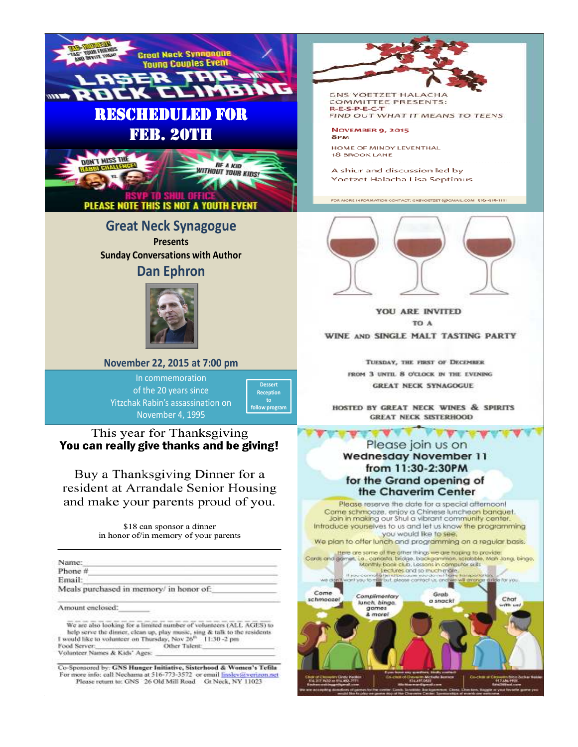TAG—YOU'RE IT! "TAG" YOUR FRIENDS AND INVITE THEM!

Great Neck Synagogue Young Couples Event

# LASER TAG & ROCK CLIMBING

## RESCHEDULED FOR FEB. 20TH

DON'T MISS THE RABBI CHALLENGE!

BE A KID WITHOUT YOUR KIDS!

RSVP TO SHUL OFFICE

PLEASE NOTE THIS IS NOT A YOUTH EVENT

---

GNS YOETZET HALACHA COMMITTEE PRESENTS:

R-E-S-P-E-C-T

FIND OUT WHAT IT MEANS TO TEENS

NOVEMBER 9, 2015

8PM

HOME OF MINDY LEVENTHAL

18 BROOK LANE

A shiur and discussion led by Yoetzet Halacha Lisa Septimus

FOR MORE INFORMATION CONTACT: GNSYOETZET@GMAIL.COM 516-415-1111

---

## Great Neck Synagogue

**Presents**

**Sunday Conversations with Author**

## Dan Ephron

**November 22, 2015 at 7:00 pm**

In commemoration of the 20 years since Yitzchak Rabin's assassination on November 4, 1995

Dessert Reception to follow program

---

YOU ARE INVITED TO A

WINE AND SINGLE MALT TASTING PARTY

TUESDAY, THE FIRST OF DECEMBER

FROM 3 UNTIL 8 O'CLOCK IN THE EVENING

GREAT NECK SYNAGOGUE

HOSTED BY GREAT NECK WINES & SPIRITS

GREAT NECK SISTERHOOD

---

This year for Thanksgiving

**You can really give thanks and be giving!**

Buy a Thanksgiving Dinner for a resident at Arrandale Senior Housing and make your parents proud of you.

$18 can sponsor a dinner in honor of/in memory of your parents

Name: ____________________

Phone #: ____________________

Email: ____________________

Meals purchased in memory/ in honor of: ____________________

Amount enclosed: ________

We are also looking for a limited number of volunteers (ALL AGES) to help serve the dinner, clean up, play music, sing & talk to the residents.

I would like to volunteer on Thursday, Nov 26th 11:30 -2 pm

Food Server: ________ Other Talent: ________

Volunteer Names & Kids' Ages: ________

Co-Sponsored by: **GNS Hunger Initiative, Sisterhood & Women's Tefila**

For more info: call Nechama at 516-773-3572 or email lisslev@verizon.net

Please return to: GNS 26 Old Mill Road Gt Neck, NY 11023

---

Please join us on

**Wednesday November 11**

**from 11:30-2:30PM**

**for the Grand opening of the Chaverim Center**

Please reserve the date for a special afternoon! Come schmooze, enjoy a Chinese luncheon banquet. Join in making our Shul a vibrant community center. Introduce yourselves to us and let us know the programming you would like to see.

We plan to offer lunch and programming on a regular basis.

Here are some of the other things we are hoping to provide: Cards and games, i.e., canasta, bridge, backgammon, scrabble, Mah Jong, bingo. Monthly book club, Lessons in computer skills. Lectures and so much more.

If you cannot attend because you do not have transportation, we don't want you to miss out, please contact us, and we will arrange a ride for you.

Come schmooze! — Complimentary lunch, bingo, games & more! — Grab a snack! — Chat with us!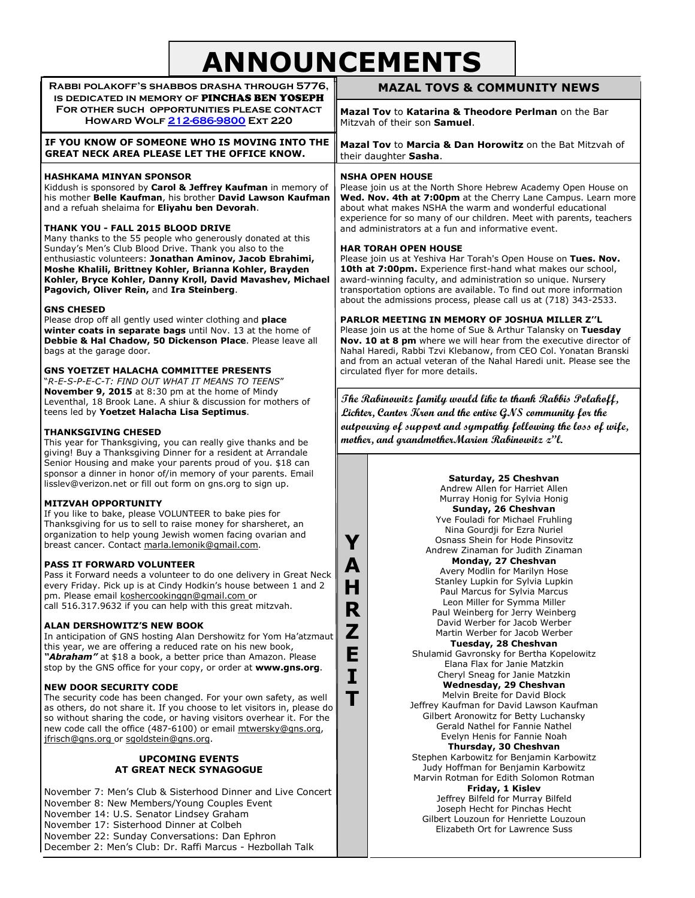# ANNOUNCEMENTS

**RABBI POLAKOFF'S SHABBOS DRASHA THROUGH 5776, IS DEDICATED IN MEMORY OF PINCHAS BEN YOSEPH**
**FOR OTHER SUCH OPPORTUNITIES PLEASE CONTACT HOWARD WOLF 212-686-9800 EXT 220**

**IF YOU KNOW OF SOMEONE WHO IS MOVING INTO THE GREAT NECK AREA PLEASE LET THE OFFICE KNOW.**

### HASHKAMA MINYAN SPONSOR

Kiddush is sponsored by **Carol & Jeffrey Kaufman** in memory of his mother **Belle Kaufman**, his brother **David Lawson Kaufman** and a refuah shelaima for **Eliyahu ben Devorah**.

### THANK YOU - FALL 2015 BLOOD DRIVE

Many thanks to the 55 people who generously donated at this Sunday's Men's Club Blood Drive. Thank you also to the enthusiastic volunteers: **Jonathan Aminov, Jacob Ebrahimi, Moshe Khalili, Brittney Kohler, Brianna Kohler, Brayden Kohler, Bryce Kohler, Danny Kroll, David Mavashev, Michael Pagovich, Oliver Rein,** and **Ira Steinberg**.

### GNS CHESED

Please drop off all gently used winter clothing and **place winter coats in separate bags** until Nov. 13 at the home of **Debbie & Hal Chadow, 50 Dickenson Place**. Please leave all bags at the garage door.

### GNS YOETZET HALACHA COMMITTEE PRESENTS

"*R-E-S-P-E-C-T: FIND OUT WHAT IT MEANS TO TEENS*"
**November 9, 2015** at 8:30 pm at the home of Mindy Leventhal, 18 Brook Lane. A shiur & discussion for mothers of teens led by **Yoetzet Halacha Lisa Septimus**.

### THANKSGIVING CHESED

This year for Thanksgiving, you can really give thanks and be giving! Buy a Thanksgiving Dinner for a resident at Arrandale Senior Housing and make your parents proud of you. $18 can sponsor a dinner in honor of/in memory of your parents. Email lisslev@verizon.net or fill out form on gns.org to sign up.

### MITZVAH OPPORTUNITY

If you like to bake, please VOLUNTEER to bake pies for Thanksgiving for us to sell to raise money for sharsheret, an organization to help young Jewish women facing ovarian and breast cancer. Contact marla.lemonik@gmail.com.

### PASS IT FORWARD VOLUNTEER

Pass it Forward needs a volunteer to do one delivery in Great Neck every Friday. Pick up is at Cindy Hodkin's house between 1 and 2 pm. Please email koshercookingn@gmail.com or call 516.317.9632 if you can help with this great mitzvah.

### ALAN DERSHOWITZ'S NEW BOOK

In anticipation of GNS hosting Alan Dershowitz for Yom Ha'atzmaut this year, we are offering a reduced rate on his new book, ***"Abraham"*** at $18 a book, a better price than Amazon. Please stop by the GNS office for your copy, or order at **www.gns.org**.

### NEW DOOR SECURITY CODE

The security code has been changed. For your own safety, as well as others, do not share it. If you choose to let visitors in, please do so without sharing the code, or having visitors overhear it. For the new code call the office (487-6100) or email mtwersky@gns.org, jfrisch@gns.org or sgoldstein@gns.org.

### UPCOMING EVENTS AT GREAT NECK SYNAGOGUE

November 7: Men's Club & Sisterhood Dinner and Live Concert
November 8: New Members/Young Couples Event
November 14: U.S. Senator Lindsey Graham
November 17: Sisterhood Dinner at Colbeh
November 22: Sunday Conversations: Dan Ephron
December 2: Men's Club: Dr. Raffi Marcus - Hezbollah Talk

## MAZAL TOVS & COMMUNITY NEWS

**Mazal Tov** to **Katarina & Theodore Perlman** on the Bar Mitzvah of their son **Samuel**.

**Mazal Tov** to **Marcia & Dan Horowitz** on the Bat Mitzvah of their daughter **Sasha**.

### NSHA OPEN HOUSE

Please join us at the North Shore Hebrew Academy Open House on **Wed. Nov. 4th at 7:00pm** at the Cherry Lane Campus. Learn more about what makes NSHA the warm and wonderful educational experience for so many of our children. Meet with parents, teachers and administrators at a fun and informative event.

### HAR TORAH OPEN HOUSE

Please join us at Yeshiva Har Torah's Open House on **Tues. Nov. 10th at 7:00pm.** Experience first-hand what makes our school, award-winning faculty, and administration so unique. Nursery transportation options are available. To find out more information about the admissions process, please call us at (718) 343-2533.

### PARLOR MEETING IN MEMORY OF JOSHUA MILLER Z"L

Please join us at the home of Sue & Arthur Talansky on **Tuesday Nov. 10 at 8 pm** where we will hear from the executive director of Nahal Haredi, Rabbi Tzvi Klebanow, from CEO Col. Yonatan Branski and from an actual veteran of the Nahal Haredi unit. Please see the circulated flyer for more details.

***The Rabinowitz family would like to thank Rabbis Polakoff, Lichter, Cantor Kron and the entire GNS community for the outpouring of support and sympathy following the loss of wife, mother, and grandmother Marion Rabinowitz z"l.***

## YAHRZEIT

**Saturday, 25 Cheshvan**
Andrew Allen for Harriet Allen
Murray Honig for Sylvia Honig

**Sunday, 26 Cheshvan**
Yve Fouladi for Michael Fruhling
Nina Gourdji for Ezra Nuriel
Osnass Shein for Hode Pinsovitz
Andrew Zinaman for Judith Zinaman

**Monday, 27 Cheshvan**
Avery Modlin for Marilyn Hose
Stanley Lupkin for Sylvia Lupkin
Paul Marcus for Sylvia Marcus
Leon Miller for Symma Miller
Paul Weinberg for Jerry Weinberg
David Werber for Jacob Werber
Martin Werber for Jacob Werber

**Tuesday, 28 Cheshvan**
Shulamid Gavronsky for Bertha Kopelowitz
Elana Flax for Janie Matzkin
Cheryl Sneag for Janie Matzkin

**Wednesday, 29 Cheshvan**
Melvin Breite for David Block
Jeffrey Kaufman for David Lawson Kaufman
Gilbert Aronowitz for Betty Luchansky
Gerald Nathel for Fannie Nathel
Evelyn Henis for Fannie Noah

**Thursday, 30 Cheshvan**
Stephen Karbowitz for Benjamin Karbowitz
Judy Hoffman for Benjamin Karbowitz
Marvin Rotman for Edith Solomon Rotman

**Friday, 1 Kislev**
Jeffrey Bilfeld for Murray Bilfeld
Joseph Hecht for Pinchas Hecht
Gilbert Louzoun for Henriette Louzoun
Elizabeth Ort for Lawrence Suss